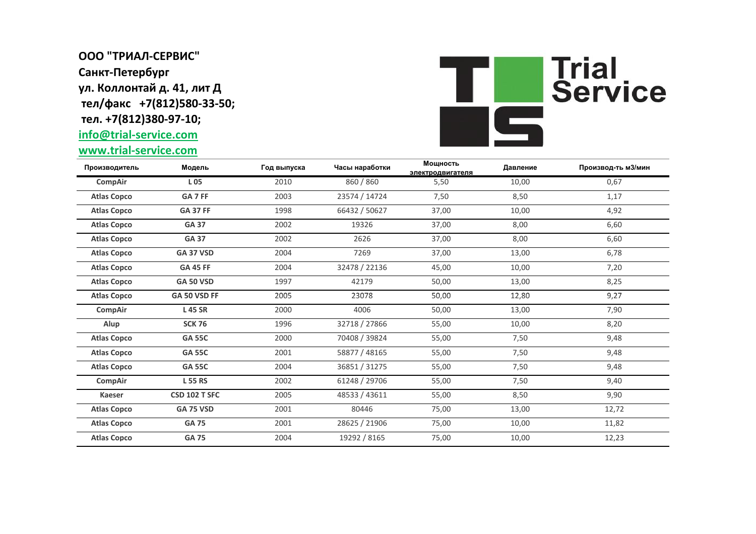**ООО "ТРИАЛ-СЕРВИС"**
**Санкт-Петербург**
**ул. Коллонтай д. 41, лит Д**
**тел/факс +7(812)580-33-50;**
**тел. +7(812)380-97-10;**
**info@trial-service.com**
**www.trial-service.com**

Trial Service

| Производитель | Модель | Год выпуска | Часы наработки | Мощность электродвигателя | Давление | Производ-ть м3/мин |
|---|---|---|---|---|---|---|
| **CompAir** | **L 05** | 2010 | 860 / 860 | 5,50 | 10,00 | 0,67 |
| **Atlas Copco** | **GA 7 FF** | 2003 | 23574 / 14724 | 7,50 | 8,50 | 1,17 |
| **Atlas Copco** | **GA 37 FF** | 1998 | 66432 / 50627 | 37,00 | 10,00 | 4,92 |
| **Atlas Copco** | **GA 37** | 2002 | 19326 | 37,00 | 8,00 | 6,60 |
| **Atlas Copco** | **GA 37** | 2002 | 2626 | 37,00 | 8,00 | 6,60 |
| **Atlas Copco** | **GA 37 VSD** | 2004 | 7269 | 37,00 | 13,00 | 6,78 |
| **Atlas Copco** | **GA 45 FF** | 2004 | 32478 / 22136 | 45,00 | 10,00 | 7,20 |
| **Atlas Copco** | **GA 50 VSD** | 1997 | 42179 | 50,00 | 13,00 | 8,25 |
| **Atlas Copco** | **GA 50 VSD FF** | 2005 | 23078 | 50,00 | 12,80 | 9,27 |
| **CompAir** | **L 45 SR** | 2000 | 4006 | 50,00 | 13,00 | 7,90 |
| **Alup** | **SCK 76** | 1996 | 32718 / 27866 | 55,00 | 10,00 | 8,20 |
| **Atlas Copco** | **GA 55C** | 2000 | 70408 / 39824 | 55,00 | 7,50 | 9,48 |
| **Atlas Copco** | **GA 55C** | 2001 | 58877 / 48165 | 55,00 | 7,50 | 9,48 |
| **Atlas Copco** | **GA 55C** | 2004 | 36851 / 31275 | 55,00 | 7,50 | 9,48 |
| **CompAir** | **L 55 RS** | 2002 | 61248 / 29706 | 55,00 | 7,50 | 9,40 |
| **Kaeser** | **CSD 102 T SFC** | 2005 | 48533 / 43611 | 55,00 | 8,50 | 9,90 |
| **Atlas Copco** | **GA 75 VSD** | 2001 | 80446 | 75,00 | 13,00 | 12,72 |
| **Atlas Copco** | **GA 75** | 2001 | 28625 / 21906 | 75,00 | 10,00 | 11,82 |
| **Atlas Copco** | **GA 75** | 2004 | 19292 / 8165 | 75,00 | 10,00 | 12,23 |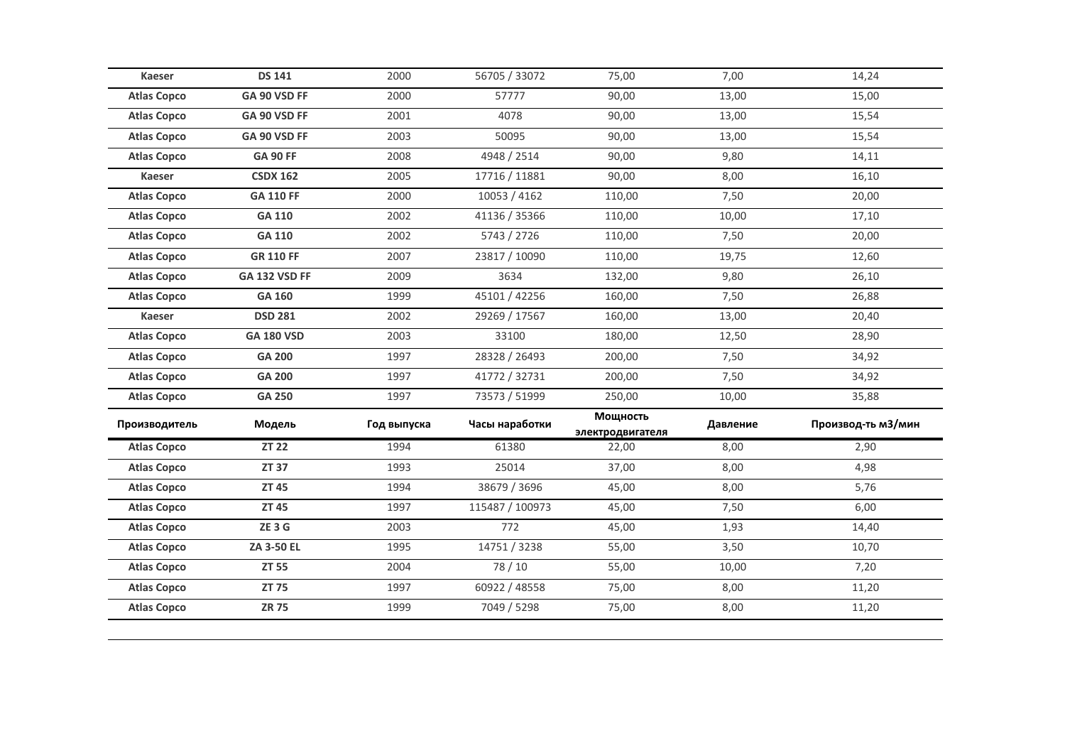| | | | | | | |
|---|---|---|---|---|---|---|
| **Kaeser** | **DS 141** | 2000 | 56705 / 33072 | 75,00 | 7,00 | 14,24 |
| **Atlas Copco** | **GA 90 VSD FF** | 2000 | 57777 | 90,00 | 13,00 | 15,00 |
| **Atlas Copco** | **GA 90 VSD FF** | 2001 | 4078 | 90,00 | 13,00 | 15,54 |
| **Atlas Copco** | **GA 90 VSD FF** | 2003 | 50095 | 90,00 | 13,00 | 15,54 |
| **Atlas Copco** | **GA 90 FF** | 2008 | 4948 / 2514 | 90,00 | 9,80 | 14,11 |
| **Kaeser** | **CSDX 162** | 2005 | 17716 / 11881 | 90,00 | 8,00 | 16,10 |
| **Atlas Copco** | **GA 110 FF** | 2000 | 10053 / 4162 | 110,00 | 7,50 | 20,00 |
| **Atlas Copco** | **GA 110** | 2002 | 41136 / 35366 | 110,00 | 10,00 | 17,10 |
| **Atlas Copco** | **GA 110** | 2002 | 5743 / 2726 | 110,00 | 7,50 | 20,00 |
| **Atlas Copco** | **GR 110 FF** | 2007 | 23817 / 10090 | 110,00 | 19,75 | 12,60 |
| **Atlas Copco** | **GA 132 VSD FF** | 2009 | 3634 | 132,00 | 9,80 | 26,10 |
| **Atlas Copco** | **GA 160** | 1999 | 45101 / 42256 | 160,00 | 7,50 | 26,88 |
| **Kaeser** | **DSD 281** | 2002 | 29269 / 17567 | 160,00 | 13,00 | 20,40 |
| **Atlas Copco** | **GA 180 VSD** | 2003 | 33100 | 180,00 | 12,50 | 28,90 |
| **Atlas Copco** | **GA 200** | 1997 | 28328 / 26493 | 200,00 | 7,50 | 34,92 |
| **Atlas Copco** | **GA 200** | 1997 | 41772 / 32731 | 200,00 | 7,50 | 34,92 |
| **Atlas Copco** | **GA 250** | 1997 | 73573 / 51999 | 250,00 | 10,00 | 35,88 |

| Производитель | Модель | Год выпуска | Часы наработки | Мощность электродвигателя | Давление | Производ-ть м3/мин |
|---|---|---|---|---|---|---|
| **Atlas Copco** | **ZT 22** | 1994 | 61380 | 22,00 | 8,00 | 2,90 |
| **Atlas Copco** | **ZT 37** | 1993 | 25014 | 37,00 | 8,00 | 4,98 |
| **Atlas Copco** | **ZT 45** | 1994 | 38679 / 3696 | 45,00 | 8,00 | 5,76 |
| **Atlas Copco** | **ZT 45** | 1997 | 115487 / 100973 | 45,00 | 7,50 | 6,00 |
| **Atlas Copco** | **ZE 3 G** | 2003 | 772 | 45,00 | 1,93 | 14,40 |
| **Atlas Copco** | **ZA 3-50 EL** | 1995 | 14751 / 3238 | 55,00 | 3,50 | 10,70 |
| **Atlas Copco** | **ZT 55** | 2004 | 78 / 10 | 55,00 | 10,00 | 7,20 |
| **Atlas Copco** | **ZT 75** | 1997 | 60922 / 48558 | 75,00 | 8,00 | 11,20 |
| **Atlas Copco** | **ZR 75** | 1999 | 7049 / 5298 | 75,00 | 8,00 | 11,20 |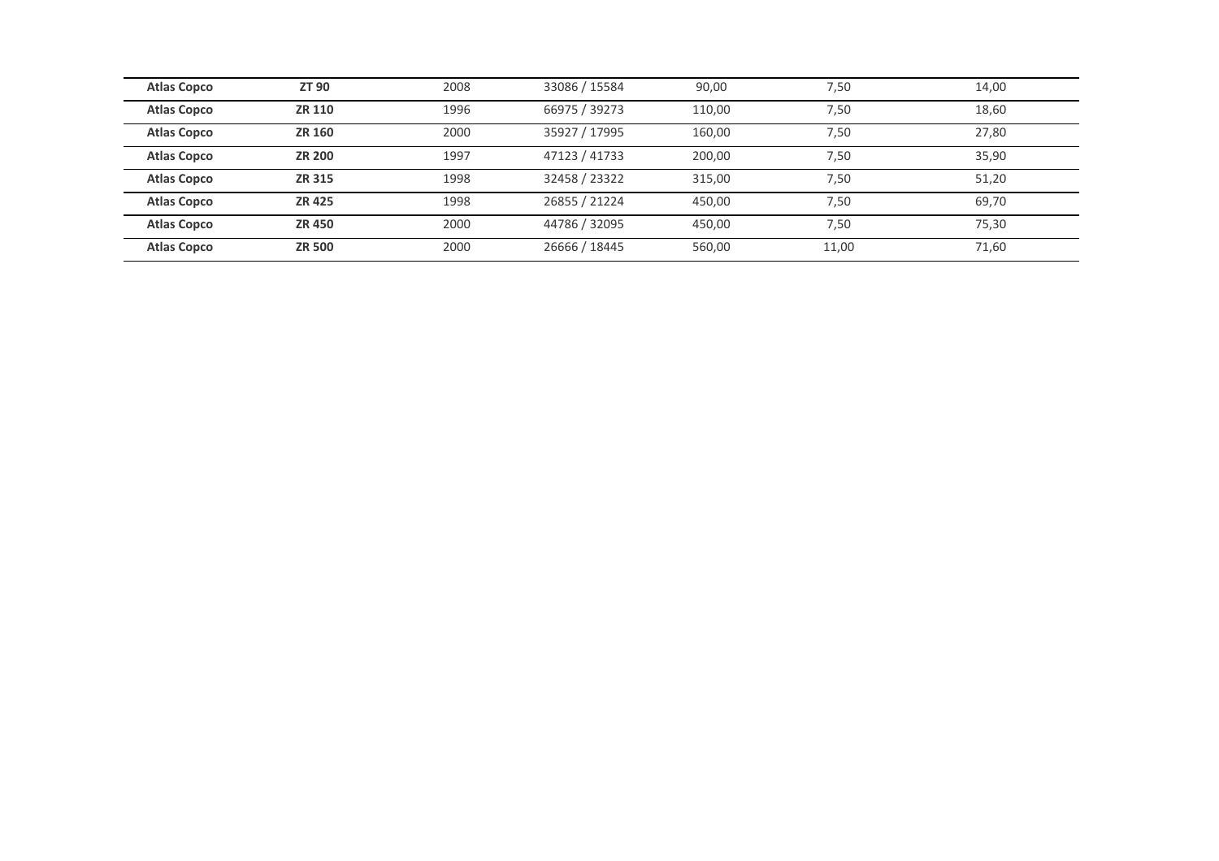| | | | | | | |
|---|---|---|---|---|---|---|
| **Atlas Copco** | **ZT 90** | 2008 | 33086 / 15584 | 90,00 | 7,50 | 14,00 |
| **Atlas Copco** | **ZR 110** | 1996 | 66975 / 39273 | 110,00 | 7,50 | 18,60 |
| **Atlas Copco** | **ZR 160** | 2000 | 35927 / 17995 | 160,00 | 7,50 | 27,80 |
| **Atlas Copco** | **ZR 200** | 1997 | 47123 / 41733 | 200,00 | 7,50 | 35,90 |
| **Atlas Copco** | **ZR 315** | 1998 | 32458 / 23322 | 315,00 | 7,50 | 51,20 |
| **Atlas Copco** | **ZR 425** | 1998 | 26855 / 21224 | 450,00 | 7,50 | 69,70 |
| **Atlas Copco** | **ZR 450** | 2000 | 44786 / 32095 | 450,00 | 7,50 | 75,30 |
| **Atlas Copco** | **ZR 500** | 2000 | 26666 / 18445 | 560,00 | 11,00 | 71,60 |